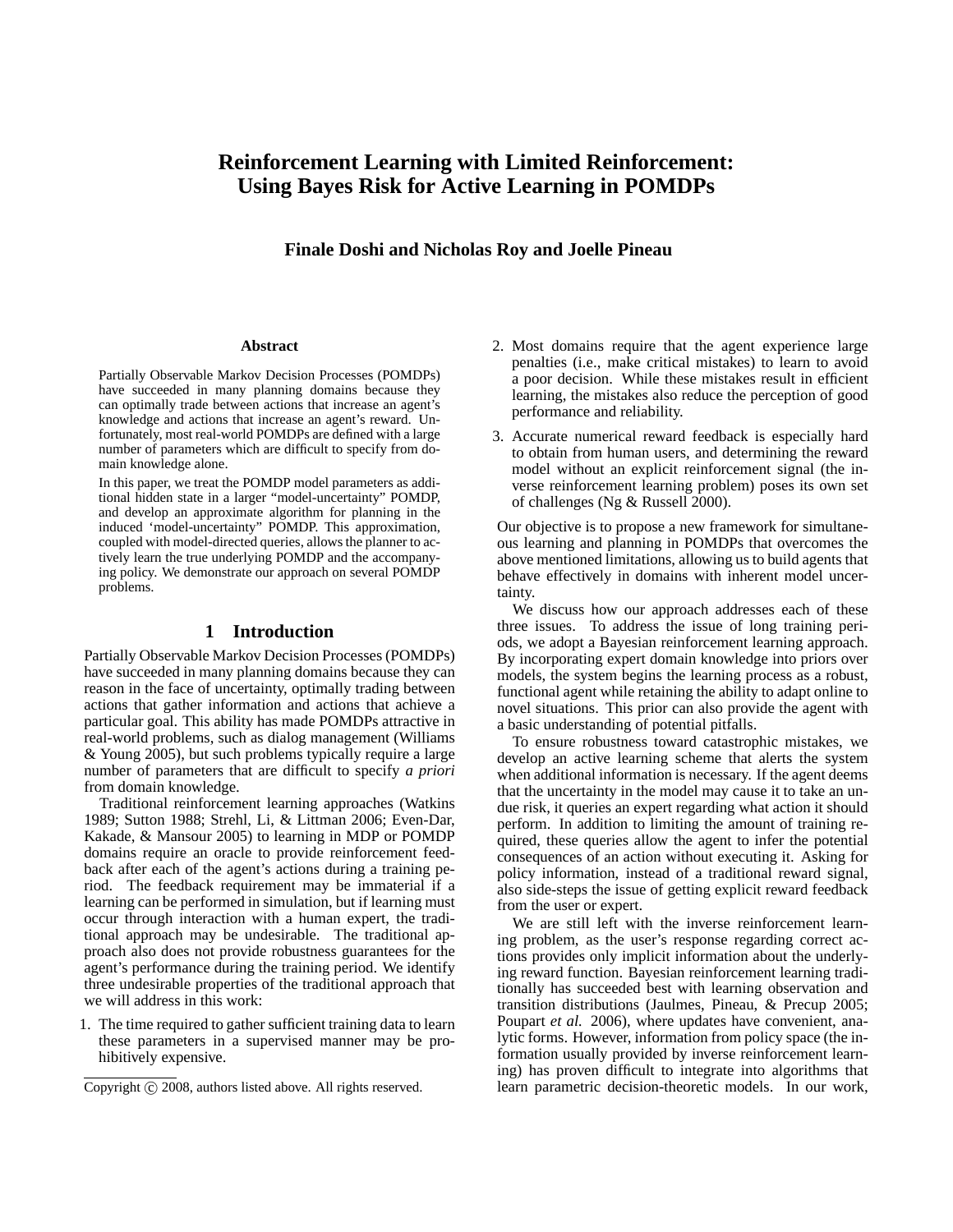# Reinforcement Learning with Limited Reinforcement: Using Bayes Risk for Active Learning in POMDPs

**Finale Doshi and Nicholas Roy and Joelle Pineau**

### Abstract

Partially Observable Markov Decision Processes (POMDPs) have succeeded in many planning domains because they can optimally trade between actions that increase an agent's knowledge and actions that increase an agent's reward. Unfortunately, most real-world POMDPs are defined with a large number of parameters which are difficult to specify from domain knowledge alone.

In this paper, we treat the POMDP model parameters as additional hidden state in a larger "model-uncertainty" POMDP, and develop an approximate algorithm for planning in the induced 'model-uncertainty" POMDP. This approximation, coupled with model-directed queries, allows the planner to actively learn the true underlying POMDP and the accompanying policy. We demonstrate our approach on several POMDP problems.

## 1 Introduction

Partially Observable Markov Decision Processes (POMDPs) have succeeded in many planning domains because they can reason in the face of uncertainty, optimally trading between actions that gather information and actions that achieve a particular goal. This ability has made POMDPs attractive in real-world problems, such as dialog management (Williams & Young 2005), but such problems typically require a large number of parameters that are difficult to specify *a priori* from domain knowledge.

Traditional reinforcement learning approaches (Watkins 1989; Sutton 1988; Strehl, Li, & Littman 2006; Even-Dar, Kakade, & Mansour 2005) to learning in MDP or POMDP domains require an oracle to provide reinforcement feedback after each of the agent's actions during a training period. The feedback requirement may be immaterial if a learning can be performed in simulation, but if learning must occur through interaction with a human expert, the traditional approach may be undesirable. The traditional approach also does not provide robustness guarantees for the agent's performance during the training period. We identify three undesirable properties of the traditional approach that we will address in this work:

1. The time required to gather sufficient training data to learn these parameters in a supervised manner may be prohibitively expensive.
2. Most domains require that the agent experience large penalties (i.e., make critical mistakes) to learn to avoid a poor decision. While these mistakes result in efficient learning, the mistakes also reduce the perception of good performance and reliability.
3. Accurate numerical reward feedback is especially hard to obtain from human users, and determining the reward model without an explicit reinforcement signal (the inverse reinforcement learning problem) poses its own set of challenges (Ng & Russell 2000).

Our objective is to propose a new framework for simultaneous learning and planning in POMDPs that overcomes the above mentioned limitations, allowing us to build agents that behave effectively in domains with inherent model uncertainty.

We discuss how our approach addresses each of these three issues. To address the issue of long training periods, we adopt a Bayesian reinforcement learning approach. By incorporating expert domain knowledge into priors over models, the system begins the learning process as a robust, functional agent while retaining the ability to adapt online to novel situations. This prior can also provide the agent with a basic understanding of potential pitfalls.

To ensure robustness toward catastrophic mistakes, we develop an active learning scheme that alerts the system when additional information is necessary. If the agent deems that the uncertainty in the model may cause it to take an undue risk, it queries an expert regarding what action it should perform. In addition to limiting the amount of training required, these queries allow the agent to infer the potential consequences of an action without executing it. Asking for policy information, instead of a traditional reward signal, also side-steps the issue of getting explicit reward feedback from the user or expert.

We are still left with the inverse reinforcement learning problem, as the user's response regarding correct actions provides only implicit information about the underlying reward function. Bayesian reinforcement learning traditionally has succeeded best with learning observation and transition distributions (Jaulmes, Pineau, & Precup 2005; Poupart *et al.* 2006), where updates have convenient, analytic forms. However, information from policy space (the information usually provided by inverse reinforcement learning) has proven difficult to integrate into algorithms that learn parametric decision-theoretic models. In our work,

Copyright © 2008, authors listed above. All rights reserved.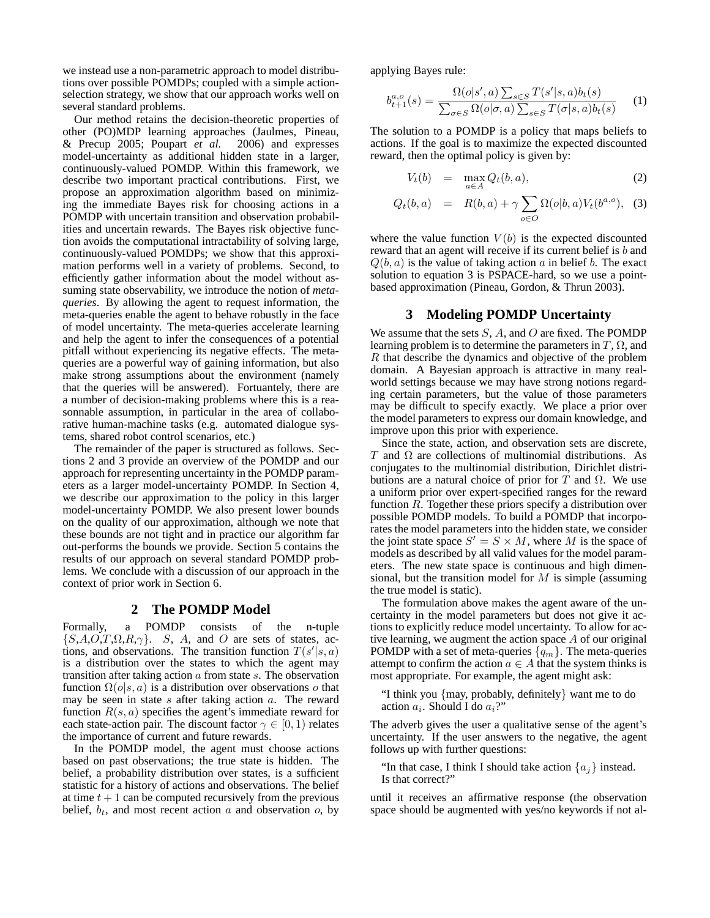we instead use a non-parametric approach to model distributions over possible POMDPs; coupled with a simple action-selection strategy, we show that our approach works well on several standard problems.

Our method retains the decision-theoretic properties of other (PO)MDP learning approaches (Jaulmes, Pineau, & Precup 2005; Poupart *et al.* 2006) and expresses model-uncertainty as additional hidden state in a larger, continuously-valued POMDP. Within this framework, we describe two important practical contributions. First, we propose an approximation algorithm based on minimizing the immediate Bayes risk for choosing actions in a POMDP with uncertain transition and observation probabilities and uncertain rewards. The Bayes risk objective function avoids the computational intractability of solving large, continuously-valued POMDPs; we show that this approximation performs well in a variety of problems. Second, to efficiently gather information about the model without assuming state observability, we introduce the notion of *meta-queries*. By allowing the agent to request information, the meta-queries enable the agent to behave robustly in the face of model uncertainty. The meta-queries accelerate learning and help the agent to infer the consequences of a potential pitfall without experiencing its negative effects. The meta-queries are a powerful way of gaining information, but also make strong assumptions about the environment (namely that the queries will be answered). Fortuantely, there are a number of decision-making problems where this is a reasonnable assumption, in particular in the area of collaborative human-machine tasks (e.g. automated dialogue systems, shared robot control scenarios, etc.)

The remainder of the paper is structured as follows. Sections 2 and 3 provide an overview of the POMDP and our approach for representing uncertainty in the POMDP parameters as a larger model-uncertainty POMDP. In Section 4, we describe our approximation to the policy in this larger model-uncertainty POMDP. We also present lower bounds on the quality of our approximation, although we note that these bounds are not tight and in practice our algorithm far out-performs the bounds we provide. Section 5 contains the results of our approach on several standard POMDP problems. We conclude with a discussion of our approach in the context of prior work in Section 6.

## 2 The POMDP Model

Formally, a POMDP consists of the n-tuple $\{S,A,O,T,\Omega,R,\gamma\}$. $S$, $A$, and $O$ are sets of states, actions, and observations. The transition function $T(s'|s,a)$ is a distribution over the states to which the agent may transition after taking action $a$ from state $s$. The observation function $\Omega(o|s,a)$ is a distribution over observations $o$ that may be seen in state $s$ after taking action $a$. The reward function $R(s,a)$ specifies the agent's immediate reward for each state-action pair. The discount factor $\gamma \in [0,1)$ relates the importance of current and future rewards.

In the POMDP model, the agent must choose actions based on past observations; the true state is hidden. The belief, a probability distribution over states, is a sufficient statistic for a history of actions and observations. The belief at time $t+1$ can be computed recursively from the previous belief, $b_t$, and most recent action $a$ and observation $o$, by applying Bayes rule:

$$b_{t+1}^{a,o}(s) = \frac{\Omega(o|s',a)\sum_{s\in S} T(s'|s,a)b_t(s)}{\sum_{\sigma\in S}\Omega(o|\sigma,a)\sum_{s\in S} T(\sigma|s,a)b_t(s)} \quad (1)$$

The solution to a POMDP is a policy that maps beliefs to actions. If the goal is to maximize the expected discounted reward, then the optimal policy is given by:

$$V_t(b) = \max_{a\in A} Q_t(b,a), \quad (2)$$

$$Q_t(b,a) = R(b,a) + \gamma \sum_{o\in O} \Omega(o|b,a)V_t(b^{a,o}), \quad (3)$$

where the value function $V(b)$ is the expected discounted reward that an agent will receive if its current belief is $b$ and $Q(b,a)$ is the value of taking action $a$ in belief $b$. The exact solution to equation 3 is PSPACE-hard, so we use a point-based approximation (Pineau, Gordon, & Thrun 2003).

## 3 Modeling POMDP Uncertainty

We assume that the sets $S$, $A$, and $O$ are fixed. The POMDP learning problem is to determine the parameters in $T$, $\Omega$, and $R$ that describe the dynamics and objective of the problem domain. A Bayesian approach is attractive in many real-world settings because we may have strong notions regarding certain parameters, but the value of those parameters may be difficult to specify exactly. We place a prior over the model parameters to express our domain knowledge, and improve upon this prior with experience.

Since the state, action, and observation sets are discrete, $T$ and $\Omega$ are collections of multinomial distributions. As conjugates to the multinomial distribution, Dirichlet distributions are a natural choice of prior for $T$ and $\Omega$. We use a uniform prior over expert-specified ranges for the reward function $R$. Together these priors specify a distribution over possible POMDP models. To build a POMDP that incorporates the model parameters into the hidden state, we consider the joint state space $S' = S \times M$, where $M$ is the space of models as described by all valid values for the model parameters. The new state space is continuous and high dimensional, but the transition model for $M$ is simple (assuming the true model is static).

The formulation above makes the agent aware of the uncertainty in the model parameters but does not give it actions to explicitly reduce model uncertainty. To allow for active learning, we augment the action space $A$ of our original POMDP with a set of meta-queries $\{q_m\}$. The meta-queries attempt to confirm the action $a \in A$ that the system thinks is most appropriate. For example, the agent might ask:

> "I think you {may, probably, definitely} want me to do action $a_i$. Should I do $a_i$?"

The adverb gives the user a qualitative sense of the agent's uncertainty. If the user answers to the negative, the agent follows up with further questions:

> "In that case, I think I should take action $\{a_j\}$ instead. Is that correct?"

until it receives an affirmative response (the observation space should be augmented with yes/no keywords if not al-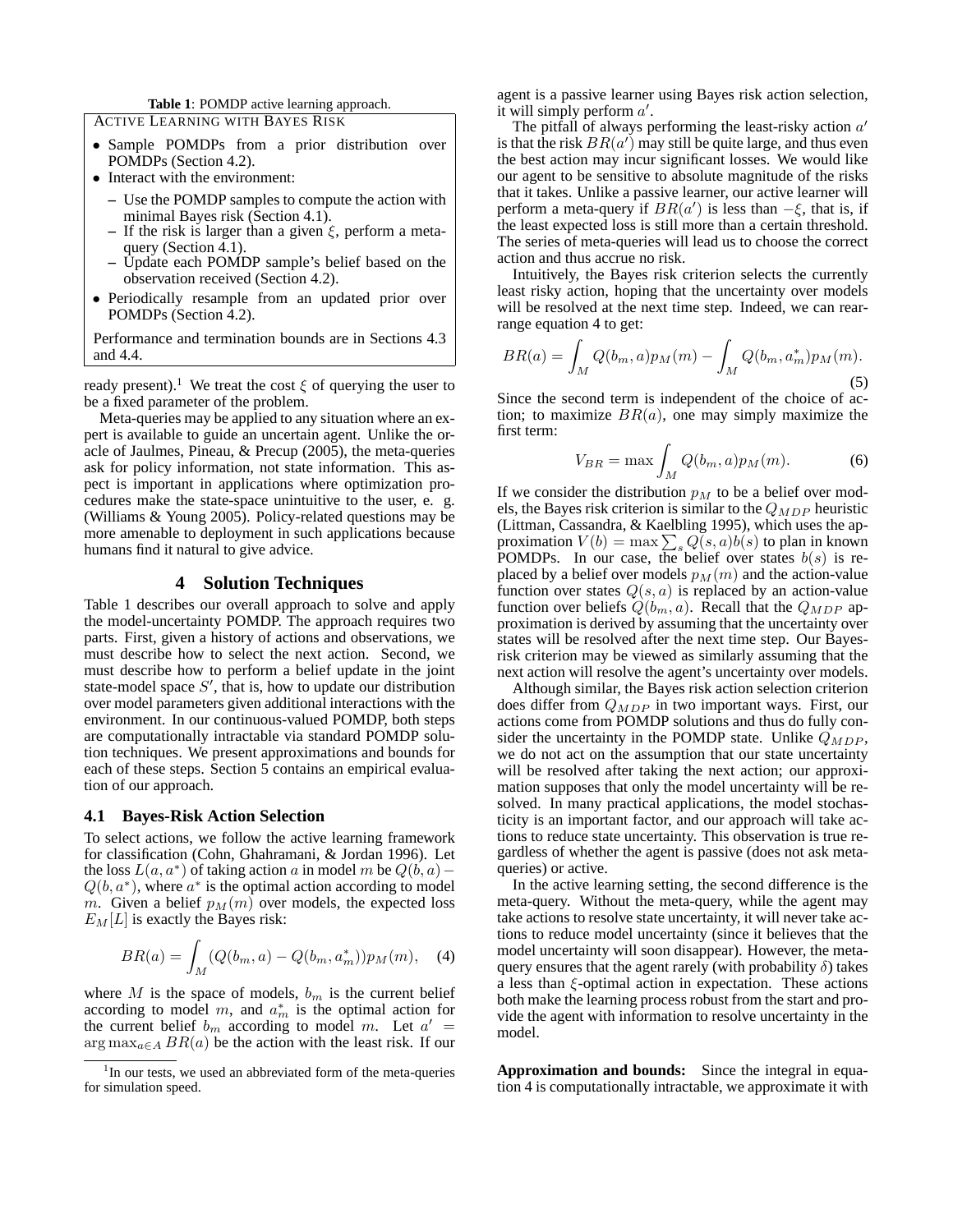**Table 1**: POMDP active learning approach.

ACTIVE LEARNING WITH BAYES RISK

- Sample POMDPs from a prior distribution over POMDPs (Section 4.2).
- Interact with the environment:
  - Use the POMDP samples to compute the action with minimal Bayes risk (Section 4.1).
  - If the risk is larger than a given $\xi$, perform a meta-query (Section 4.1).
  - Update each POMDP sample's belief based on the observation received (Section 4.2).
- Periodically resample from an updated prior over POMDPs (Section 4.2).

Performance and termination bounds are in Sections 4.3 and 4.4.

ready present).[1] We treat the cost $\xi$ of querying the user to be a fixed parameter of the problem.

Meta-queries may be applied to any situation where an expert is available to guide an uncertain agent. Unlike the oracle of Jaulmes, Pineau, & Precup (2005), the meta-queries ask for policy information, not state information. This aspect is important in applications where optimization procedures make the state-space unintuitive to the user, e. g. (Williams & Young 2005). Policy-related questions may be more amenable to deployment in such applications because humans find it natural to give advice.

## 4 Solution Techniques

Table 1 describes our overall approach to solve and apply the model-uncertainty POMDP. The approach requires two parts. First, given a history of actions and observations, we must describe how to select the next action. Second, we must describe how to perform a belief update in the joint state-model space $S'$, that is, how to update our distribution over model parameters given additional interactions with the environment. In our continuous-valued POMDP, both steps are computationally intractable via standard POMDP solution techniques. We present approximations and bounds for each of these steps. Section 5 contains an empirical evaluation of our approach.

### 4.1 Bayes-Risk Action Selection

To select actions, we follow the active learning framework for classification (Cohn, Ghahramani, & Jordan 1996). Let the loss $L(a, a^*)$ of taking action $a$ in model $m$ be $Q(b, a) - Q(b, a^*)$, where $a^*$ is the optimal action according to model $m$. Given a belief $p_M(m)$ over models, the expected loss $E_M[L]$ is exactly the Bayes risk:

$$BR(a) = \int_M (Q(b_m, a) - Q(b_m, a_m^*)) p_M(m), \quad (4)$$

where $M$ is the space of models, $b_m$ is the current belief according to model $m$, and $a_m^*$ is the optimal action for the current belief $b_m$ according to model $m$. Let $a' = \arg\max_{a \in A} BR(a)$ be the action with the least risk. If our agent is a passive learner using Bayes risk action selection, it will simply perform $a'$.

The pitfall of always performing the least-risky action $a'$ is that the risk $BR(a')$ may still be quite large, and thus even the best action may incur significant losses. We would like our agent to be sensitive to absolute magnitude of the risks that it takes. Unlike a passive learner, our active learner will perform a meta-query if $BR(a')$ is less than $-\xi$, that is, if the least expected loss is still more than a certain threshold. The series of meta-queries will lead us to choose the correct action and thus accrue no risk.

Intuitively, the Bayes risk criterion selects the currently least risky action, hoping that the uncertainty over models will be resolved at the next time step. Indeed, we can rearrange equation 4 to get:

$$BR(a) = \int_M Q(b_m, a) p_M(m) - \int_M Q(b_m, a_m^*) p_M(m). \quad (5)$$

Since the second term is independent of the choice of action; to maximize $BR(a)$, one may simply maximize the first term:

$$V_{BR} = \max \int_M Q(b_m, a) p_M(m). \quad (6)$$

If we consider the distribution $p_M$ to be a belief over models, the Bayes risk criterion is similar to the $Q_{MDP}$ heuristic (Littman, Cassandra, & Kaelbling 1995), which uses the approximation $V(b) = \max \sum_s Q(s, a) b(s)$ to plan in known POMDPs. In our case, the belief over states $b(s)$ is replaced by a belief over models $p_M(m)$ and the action-value function over states $Q(s, a)$ is replaced by an action-value function over beliefs $Q(b_m, a)$. Recall that the $Q_{MDP}$ approximation is derived by assuming that the uncertainty over states will be resolved after the next time step. Our Bayes-risk criterion may be viewed as similarly assuming that the next action will resolve the agent's uncertainty over models.

Although similar, the Bayes risk action selection criterion does differ from $Q_{MDP}$ in two important ways. First, our actions come from POMDP solutions and thus do fully consider the uncertainty in the POMDP state. Unlike $Q_{MDP}$, we do not act on the assumption that our state uncertainty will be resolved after taking the next action; our approximation supposes that only the model uncertainty will be resolved. In many practical applications, the model stochasticity is an important factor, and our approach will take actions to reduce state uncertainty. This observation is true regardless of whether the agent is passive (does not ask meta-queries) or active.

In the active learning setting, the second difference is the meta-query. Without the meta-query, while the agent may take actions to resolve state uncertainty, it will never take actions to reduce model uncertainty (since it believes that the model uncertainty will soon disappear). However, the meta-query ensures that the agent rarely (with probability $\delta$) takes a less than $\xi$-optimal action in expectation. These actions both make the learning process robust from the start and provide the agent with information to resolve uncertainty in the model.

**Approximation and bounds:** Since the integral in equation 4 is computationally intractable, we approximate it with

[1] In our tests, we used an abbreviated form of the meta-queries for simulation speed.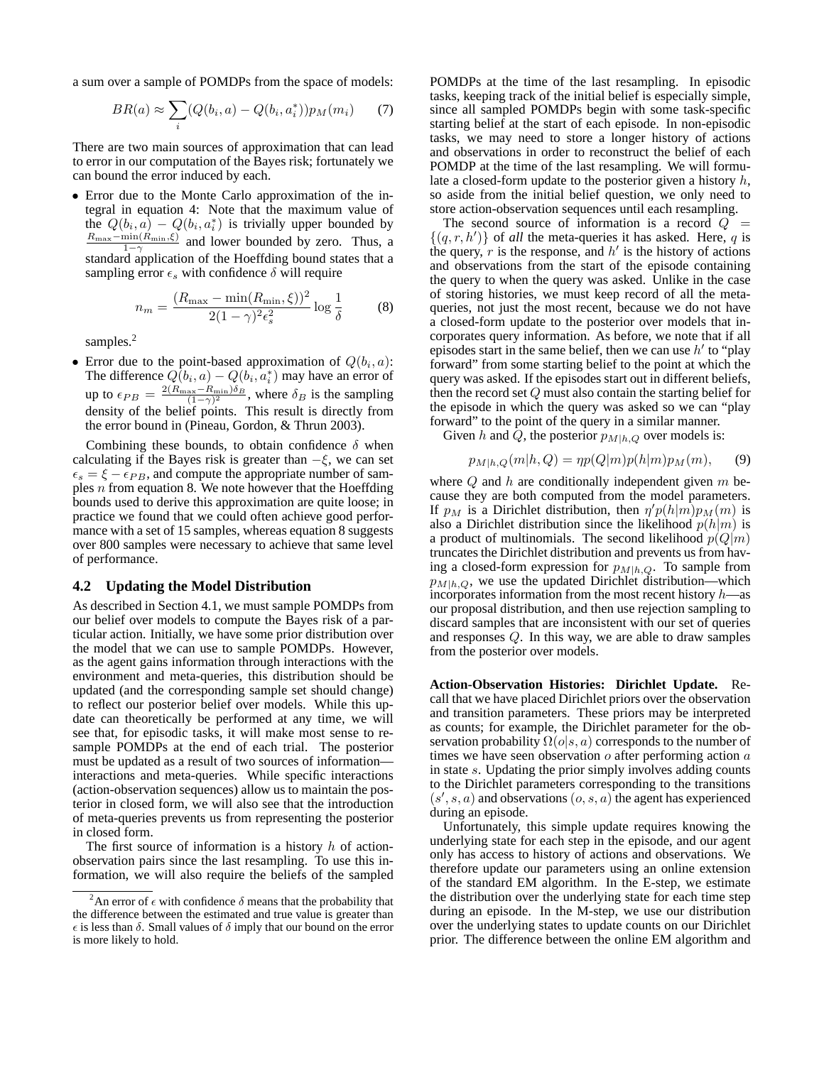a sum over a sample of POMDPs from the space of models:

$$BR(a) \approx \sum_i (Q(b_i, a) - Q(b_i, a_i^*)) p_M(m_i) \qquad (7)$$

There are two main sources of approximation that can lead to error in our computation of the Bayes risk; fortunately we can bound the error induced by each.

- Error due to the Monte Carlo approximation of the integral in equation 4: Note that the maximum value of the $Q(b_i, a) - Q(b_i, a_i^*)$ is trivially upper bounded by $\frac{R_{\max} - \min(R_{\min}, \xi)}{1-\gamma}$ and lower bounded by zero. Thus, a standard application of the Hoeffding bound states that a sampling error $\epsilon_s$ with confidence $\delta$ will require

$$n_m = \frac{(R_{\max} - \min(R_{\min}, \xi))^2}{2(1-\gamma)^2 \epsilon_s^2} \log \frac{1}{\delta} \qquad (8)$$

  samples.[2]

- Error due to the point-based approximation of $Q(b_i, a)$: The difference $Q(b_i, a) - Q(b_i, a_i^*)$ may have an error of up to $\epsilon_{PB} = \frac{2(R_{\max} - R_{\min})\delta_B}{(1-\gamma)^2}$, where $\delta_B$ is the sampling density of the belief points. This result is directly from the error bound in (Pineau, Gordon, & Thrun 2003).

Combining these bounds, to obtain confidence $\delta$ when calculating if the Bayes risk is greater than $-\xi$, we can set $\epsilon_s = \xi - \epsilon_{PB}$, and compute the appropriate number of samples $n$ from equation 8. We note however that the Hoeffding bounds used to derive this approximation are quite loose; in practice we found that we could often achieve good performance with a set of 15 samples, whereas equation 8 suggests over 800 samples were necessary to achieve that same level of performance.

### 4.2 Updating the Model Distribution

As described in Section 4.1, we must sample POMDPs from our belief over models to compute the Bayes risk of a particular action. Initially, we have some prior distribution over the model that we can use to sample POMDPs. However, as the agent gains information through interactions with the environment and meta-queries, this distribution should be updated (and the corresponding sample set should change) to reflect our posterior belief over models. While this update can theoretically be performed at any time, we will see that, for episodic tasks, it will make most sense to resample POMDPs at the end of each trial. The posterior must be updated as a result of two sources of information—interactions and meta-queries. While specific interactions (action-observation sequences) allow us to maintain the posterior in closed form, we will also see that the introduction of meta-queries prevents us from representing the posterior in closed form.

The first source of information is a history $h$ of action-observation pairs since the last resampling. To use this information, we will also require the beliefs of the sampled POMDPs at the time of the last resampling. In episodic tasks, keeping track of the initial belief is especially simple, since all sampled POMDPs begin with some task-specific starting belief at the start of each episode. In non-episodic tasks, we may need to store a longer history of actions and observations in order to reconstruct the belief of each POMDP at the time of the last resampling. We will formulate a closed-form update to the posterior given a history $h$, so aside from the initial belief question, we only need to store action-observation sequences until each resampling.

The second source of information is a record $Q = \{(q, r, h')\}$ of *all* the meta-queries it has asked. Here, $q$ is the query, $r$ is the response, and $h'$ is the history of actions and observations from the start of the episode containing the query to when the query was asked. Unlike in the case of storing histories, we must keep record of all the meta-queries, not just the most recent, because we do not have a closed-form update to the posterior over models that incorporates query information. As before, we note that if all episodes start in the same belief, then we can use $h'$ to "play forward" from some starting belief to the point at which the query was asked. If the episodes start out in different beliefs, then the record set $Q$ must also contain the starting belief for the episode in which the query was asked so we can "play forward" to the point of the query in a similar manner.

Given $h$ and $Q$, the posterior $p_{M|h,Q}$ over models is:

$$p_{M|h,Q}(m|h, Q) = \eta p(Q|m) p(h|m) p_M(m), \qquad (9)$$

where $Q$ and $h$ are conditionally independent given $m$ because they are both computed from the model parameters. If $p_M$ is a Dirichlet distribution, then $\eta' p(h|m) p_M(m)$ is also a Dirichlet distribution since the likelihood $p(h|m)$ is a product of multinomials. The second likelihood $p(Q|m)$ truncates the Dirichlet distribution and prevents us from having a closed-form expression for $p_{M|h,Q}$. To sample from $p_{M|h,Q}$, we use the updated Dirichlet distribution—which incorporates information from the most recent history $h$—as our proposal distribution, and then use rejection sampling to discard samples that are inconsistent with our set of queries and responses $Q$. In this way, we are able to draw samples from the posterior over models.

**Action-Observation Histories: Dirichlet Update.** Recall that we have placed Dirichlet priors over the observation and transition parameters. These priors may be interpreted as counts; for example, the Dirichlet parameter for the observation probability $\Omega(o|s, a)$ corresponds to the number of times we have seen observation $o$ after performing action $a$ in state $s$. Updating the prior simply involves adding counts to the Dirichlet parameters corresponding to the transitions $(s', s, a)$ and observations $(o, s, a)$ the agent has experienced during an episode.

Unfortunately, this simple update requires knowing the underlying state for each step in the episode, and our agent only has access to history of actions and observations. We therefore update our parameters using an online extension of the standard EM algorithm. In the E-step, we estimate the distribution over the underlying state for each time step during an episode. In the M-step, we use our distribution over the underlying states to update counts on our Dirichlet prior. The difference between the online EM algorithm and

[2] An error of $\epsilon$ with confidence $\delta$ means that the probability that the difference between the estimated and true value is greater than $\epsilon$ is less than $\delta$. Small values of $\delta$ imply that our bound on the error is more likely to hold.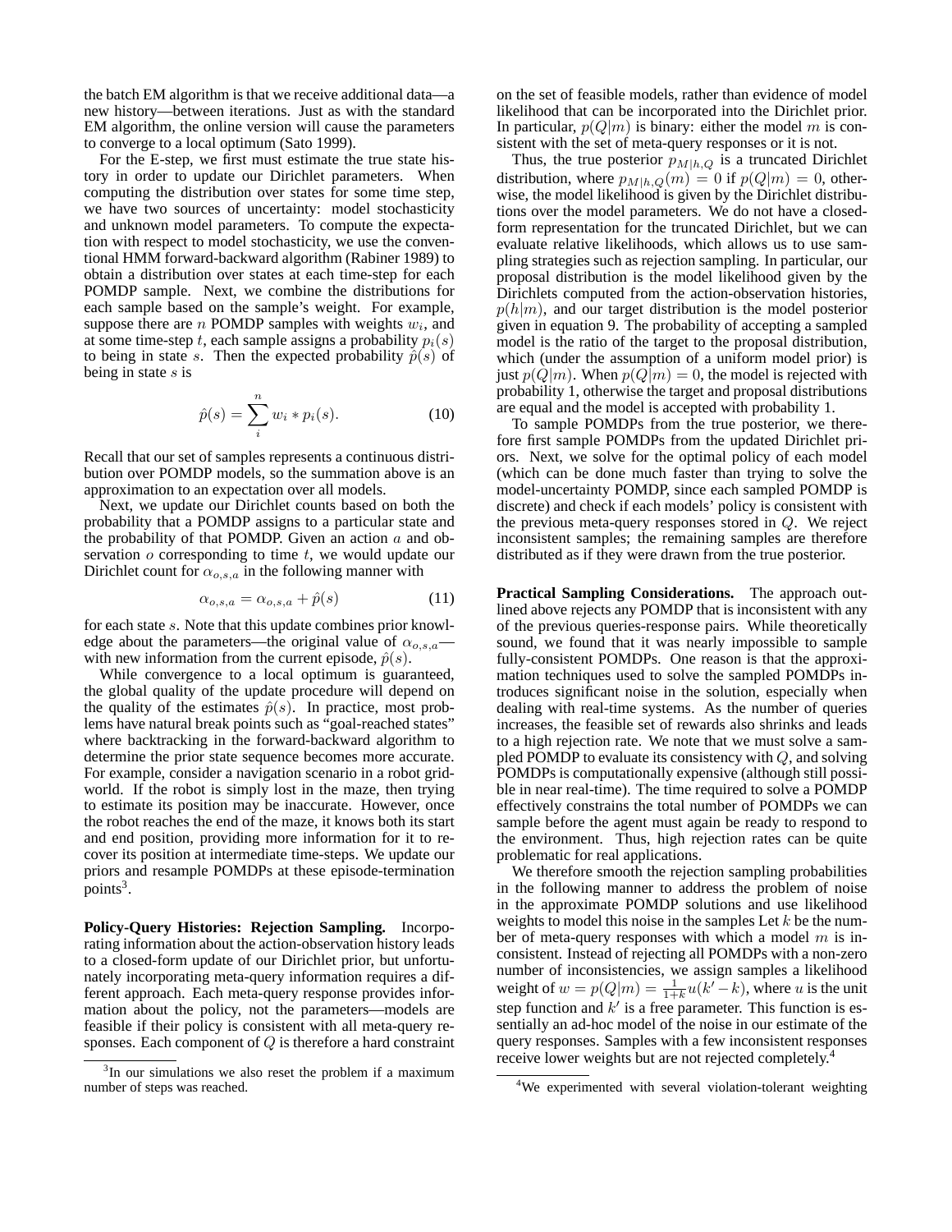the batch EM algorithm is that we receive additional data—a new history—between iterations. Just as with the standard EM algorithm, the online version will cause the parameters to converge to a local optimum (Sato 1999).

For the E-step, we first must estimate the true state history in order to update our Dirichlet parameters. When computing the distribution over states for some time step, we have two sources of uncertainty: model stochasticity and unknown model parameters. To compute the expectation with respect to model stochasticity, we use the conventional HMM forward-backward algorithm (Rabiner 1989) to obtain a distribution over states at each time-step for each POMDP sample. Next, we combine the distributions for each sample based on the sample's weight. For example, suppose there are $n$ POMDP samples with weights $w_i$, and at some time-step $t$, each sample assigns a probability $p_i(s)$ to being in state $s$. Then the expected probability $\hat{p}(s)$ of being in state $s$ is

$$\hat{p}(s) = \sum_{i}^{n} w_i * p_i(s). \tag{10}$$

Recall that our set of samples represents a continuous distribution over POMDP models, so the summation above is an approximation to an expectation over all models.

Next, we update our Dirichlet counts based on both the probability that a POMDP assigns to a particular state and the probability of that POMDP. Given an action $a$ and observation $o$ corresponding to time $t$, we would update our Dirichlet count for $\alpha_{o,s,a}$ in the following manner with

$$\alpha_{o,s,a} = \alpha_{o,s,a} + \hat{p}(s) \tag{11}$$

for each state $s$. Note that this update combines prior knowledge about the parameters—the original value of $\alpha_{o,s,a}$—with new information from the current episode, $\hat{p}(s)$.

While convergence to a local optimum is guaranteed, the global quality of the update procedure will depend on the quality of the estimates $\hat{p}(s)$. In practice, most problems have natural break points such as "goal-reached states" where backtracking in the forward-backward algorithm to determine the prior state sequence becomes more accurate. For example, consider a navigation scenario in a robot gridworld. If the robot is simply lost in the maze, then trying to estimate its position may be inaccurate. However, once the robot reaches the end of the maze, it knows both its start and end position, providing more information for it to recover its position at intermediate time-steps. We update our priors and resample POMDPs at these episode-termination points[3].

**Policy-Query Histories: Rejection Sampling.** Incorporating information about the action-observation history leads to a closed-form update of our Dirichlet prior, but unfortunately incorporating meta-query information requires a different approach. Each meta-query response provides information about the policy, not the parameters—models are feasible if their policy is consistent with all meta-query responses. Each component of $Q$ is therefore a hard constraint on the set of feasible models, rather than evidence of model likelihood that can be incorporated into the Dirichlet prior. In particular, $p(Q|m)$ is binary: either the model $m$ is consistent with the set of meta-query responses or it is not.

Thus, the true posterior $p_{M|h,Q}$ is a truncated Dirichlet distribution, where $p_{M|h,Q}(m) = 0$ if $p(Q|m) = 0$, otherwise, the model likelihood is given by the Dirichlet distributions over the model parameters. We do not have a closed-form representation for the truncated Dirichlet, but we can evaluate relative likelihoods, which allows us to use sampling strategies such as rejection sampling. In particular, our proposal distribution is the model likelihood given by the Dirichlets computed from the action-observation histories, $p(h|m)$, and our target distribution is the model posterior given in equation 9. The probability of accepting a sampled model is the ratio of the target to the proposal distribution, which (under the assumption of a uniform model prior) is just $p(Q|m)$. When $p(Q|m) = 0$, the model is rejected with probability 1, otherwise the target and proposal distributions are equal and the model is accepted with probability 1.

To sample POMDPs from the true posterior, we therefore first sample POMDPs from the updated Dirichlet priors. Next, we solve for the optimal policy of each model (which can be done much faster than trying to solve the model-uncertainty POMDP, since each sampled POMDP is discrete) and check if each models' policy is consistent with the previous meta-query responses stored in $Q$. We reject inconsistent samples; the remaining samples are therefore distributed as if they were drawn from the true posterior.

**Practical Sampling Considerations.** The approach outlined above rejects any POMDP that is inconsistent with any of the previous queries-response pairs. While theoretically sound, we found that it was nearly impossible to sample fully-consistent POMDPs. One reason is that the approximation techniques used to solve the sampled POMDPs introduces significant noise in the solution, especially when dealing with real-time systems. As the number of queries increases, the feasible set of rewards also shrinks and leads to a high rejection rate. We note that we must solve a sampled POMDP to evaluate its consistency with $Q$, and solving POMDPs is computationally expensive (although still possible in near real-time). The time required to solve a POMDP effectively constrains the total number of POMDPs we can sample before the agent must again be ready to respond to the environment. Thus, high rejection rates can be quite problematic for real applications.

We therefore smooth the rejection sampling probabilities in the following manner to address the problem of noise in the approximate POMDP solutions and use likelihood weights to model this noise in the samples Let $k$ be the number of meta-query responses with which a model $m$ is inconsistent. Instead of rejecting all POMDPs with a non-zero number of inconsistencies, we assign samples a likelihood weight of $w = p(Q|m) = \frac{1}{1+k} u(k' - k)$, where $u$ is the unit step function and $k'$ is a free parameter. This function is essentially an ad-hoc model of the noise in our estimate of the query responses. Samples with a few inconsistent responses receive lower weights but are not rejected completely.[4]

[3] In our simulations we also reset the problem if a maximum number of steps was reached.

[4] We experimented with several violation-tolerant weighting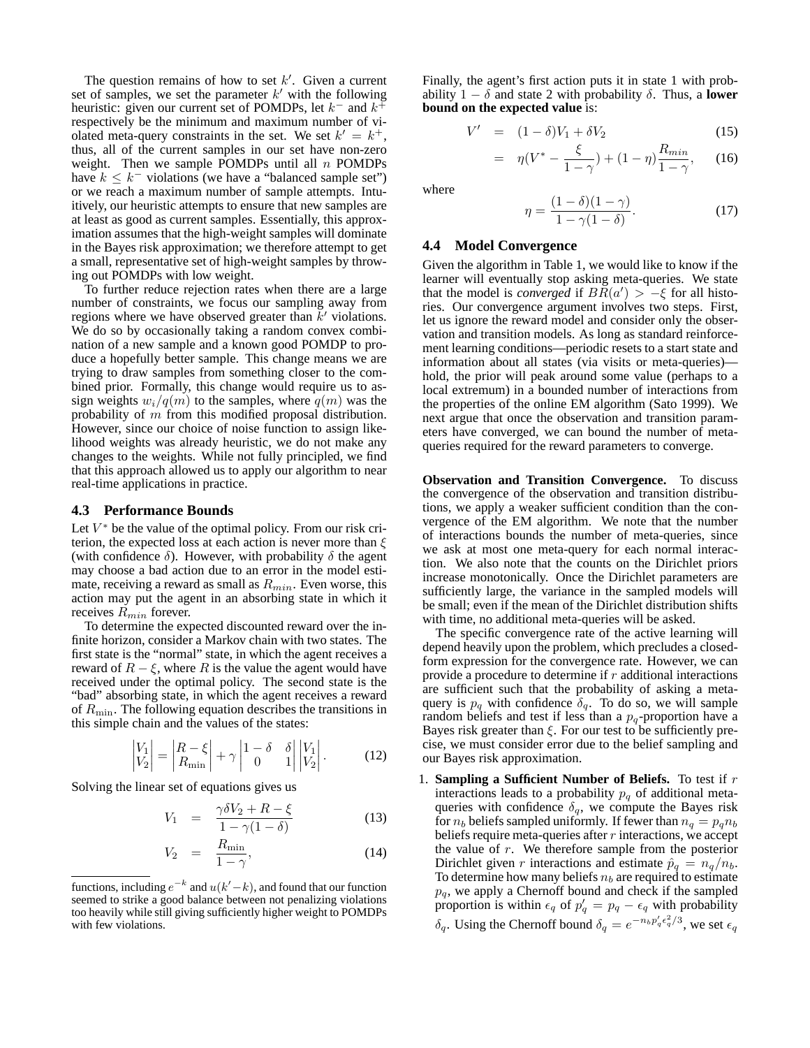The question remains of how to set $k'$. Given a current set of samples, we set the parameter $k'$ with the following heuristic: given our current set of POMDPs, let $k^-$ and $k^+$ respectively be the minimum and maximum number of violated meta-query constraints in the set. We set $k' = k^+$, thus, all of the current samples in our set have non-zero weight. Then we sample POMDPs until all $n$ POMDPs have $k \leq k^-$ violations (we have a "balanced sample set") or we reach a maximum number of sample attempts. Intuitively, our heuristic attempts to ensure that new samples are at least as good as current samples. Essentially, this approximation assumes that the high-weight samples will dominate in the Bayes risk approximation; we therefore attempt to get a small, representative set of high-weight samples by throwing out POMDPs with low weight.

To further reduce rejection rates when there are a large number of constraints, we focus our sampling away from regions where we have observed greater than $k'$ violations. We do so by occasionally taking a random convex combination of a new sample and a known good POMDP to produce a hopefully better sample. This change means we are trying to draw samples from something closer to the combined prior. Formally, this change would require us to assign weights $w_i/q(m)$ to the samples, where $q(m)$ was the probability of $m$ from this modified proposal distribution. However, since our choice of noise function to assign likelihood weights was already heuristic, we do not make any changes to the weights. While not fully principled, we find that this approach allowed us to apply our algorithm to near real-time applications in practice.

### 4.3 Performance Bounds

Let $V^*$ be the value of the optimal policy. From our risk criterion, the expected loss at each action is never more than $\xi$ (with confidence $\delta$). However, with probability $\delta$ the agent may choose a bad action due to an error in the model estimate, receiving a reward as small as $R_{min}$. Even worse, this action may put the agent in an absorbing state in which it receives $R_{min}$ forever.

To determine the expected discounted reward over the infinite horizon, consider a Markov chain with two states. The first state is the "normal" state, in which the agent receives a reward of $R - \xi$, where $R$ is the value the agent would have received under the optimal policy. The second state is the "bad" absorbing state, in which the agent receives a reward of $R_{\min}$. The following equation describes the transitions in this simple chain and the values of the states:

$$\begin{vmatrix} V_1 \\ V_2 \end{vmatrix} = \begin{vmatrix} R - \xi \\ R_{\min} \end{vmatrix} + \gamma \begin{vmatrix} 1-\delta & \delta \\ 0 & 1 \end{vmatrix} \begin{vmatrix} V_1 \\ V_2 \end{vmatrix}. \quad (12)$$

Solving the linear set of equations gives us

$$V_1 = \frac{\gamma \delta V_2 + R - \xi}{1 - \gamma(1-\delta)} \quad (13)$$

$$V_2 = \frac{R_{\min}}{1-\gamma}, \quad (14)$$

Finally, the agent's first action puts it in state 1 with probability $1 - \delta$ and state 2 with probability $\delta$. Thus, a **lower bound on the expected value** is:

$$V' = (1-\delta)V_1 + \delta V_2 \quad (15)$$

$$= \eta(V^* - \frac{\xi}{1-\gamma}) + (1-\eta)\frac{R_{min}}{1-\gamma}, \quad (16)$$

where

$$\eta = \frac{(1-\delta)(1-\gamma)}{1-\gamma(1-\delta)}. \quad (17)$$

### 4.4 Model Convergence

Given the algorithm in Table 1, we would like to know if the learner will eventually stop asking meta-queries. We state that the model is *converged* if $BR(a') > -\xi$ for all histories. Our convergence argument involves two steps. First, let us ignore the reward model and consider only the observation and transition models. As long as standard reinforcement learning conditions—periodic resets to a start state and information about all states (via visits or meta-queries)—hold, the prior will peak around some value (perhaps to a local extremum) in a bounded number of interactions from the properties of the online EM algorithm (Sato 1999). We next argue that once the observation and transition parameters have converged, we can bound the number of meta-queries required for the reward parameters to converge.

**Observation and Transition Convergence.** To discuss the convergence of the observation and transition distributions, we apply a weaker sufficient condition than the convergence of the EM algorithm. We note that the number of interactions bounds the number of meta-queries, since we ask at most one meta-query for each normal interaction. We also note that the counts on the Dirichlet priors increase monotonically. Once the Dirichlet parameters are sufficiently large, the variance in the sampled models will be small; even if the mean of the Dirichlet distribution shifts with time, no additional meta-queries will be asked.

The specific convergence rate of the active learning will depend heavily upon the problem, which precludes a closed-form expression for the convergence rate. However, we can provide a procedure to determine if $r$ additional interactions are sufficient such that the probability of asking a meta-query is $p_q$ with confidence $\delta_q$. To do so, we will sample random beliefs and test if less than a $p_q$-proportion have a Bayes risk greater than $\xi$. For our test to be sufficiently precise, we must consider error due to the belief sampling and our Bayes risk approximation.

1. **Sampling a Sufficient Number of Beliefs.** To test if $r$ interactions leads to a probability $p_q$ of additional meta-queries with confidence $\delta_q$, we compute the Bayes risk for $n_b$ beliefs sampled uniformly. If fewer than $n_q = p_q n_b$ beliefs require meta-queries after $r$ interactions, we accept the value of $r$. We therefore sample from the posterior Dirichlet given $r$ interactions and estimate $\hat{p}_q = n_q/n_b$. To determine how many beliefs $n_b$ are required to estimate $p_q$, we apply a Chernoff bound and check if the sampled proportion is within $\epsilon_q$ of $p'_q = p_q - \epsilon_q$ with probability $\delta_q$. Using the Chernoff bound $\delta_q = e^{-n_b p'_q \epsilon_q^2/3}$, we set $\epsilon_q$

functions, including $e^{-k}$ and $u(k'-k)$, and found that our function seemed to strike a good balance between not penalizing violations too heavily while still giving sufficiently higher weight to POMDPs with few violations.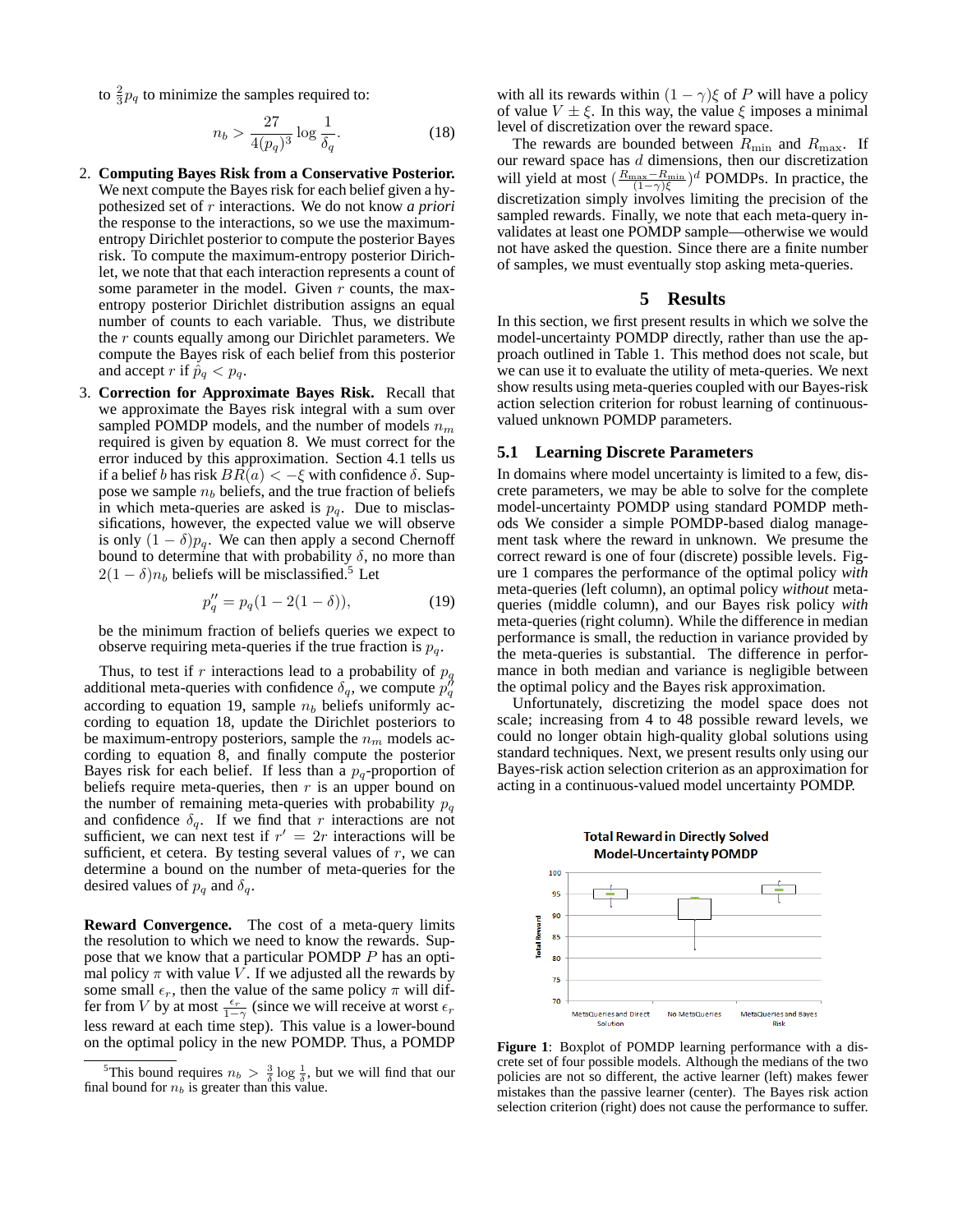to $\frac{2}{3}p_q$ to minimize the samples required to:

$$n_b > \frac{27}{4(p_q)^3} \log \frac{1}{\delta_q}. \tag{18}$$

2. **Computing Bayes Risk from a Conservative Posterior.** We next compute the Bayes risk for each belief given a hypothesized set of $r$ interactions. We do not know *a priori* the response to the interactions, so we use the maximum-entropy Dirichlet posterior to compute the posterior Bayes risk. To compute the maximum-entropy posterior Dirichlet, we note that that each interaction represents a count of some parameter in the model. Given $r$ counts, the maximum-entropy posterior Dirichlet distribution assigns an equal number of counts to each variable. Thus, we distribute the $r$ counts equally among our Dirichlet parameters. We compute the Bayes risk of each belief from this posterior and accept $r$ if $\hat{p}_q < p_q$.

3. **Correction for Approximate Bayes Risk.** Recall that we approximate the Bayes risk integral with a sum over sampled POMDP models, and the number of models $n_m$ required is given by equation 8. We must correct for the error induced by this approximation. Section 4.1 tells us if a belief $b$ has risk $BR(a) < -\xi$ with confidence $\delta$. Suppose we sample $n_b$ beliefs, and the true fraction of beliefs in which meta-queries are asked is $p_q$. Due to misclassifications, however, the expected value we will observe is only $(1-\delta)p_q$. We can then apply a second Chernoff bound to determine that with probability $\delta$, no more than $2(1-\delta)n_b$ beliefs will be misclassified.[5] Let

$$p''_q = p_q(1 - 2(1-\delta)), \tag{19}$$

be the minimum fraction of beliefs queries we expect to observe requiring meta-queries if the true fraction is $p_q$.

Thus, to test if $r$ interactions lead to a probability of $p_q$ additional meta-queries with confidence $\delta_q$, we compute $p''_q$ according to equation 19, sample $n_b$ beliefs uniformly according to equation 18, update the Dirichlet posteriors to be maximum-entropy posteriors, sample the $n_m$ models according to equation 8, and finally compute the posterior Bayes risk for each belief. If less than a $p_q$-proportion of beliefs require meta-queries, then $r$ is an upper bound on the number of remaining meta-queries with probability $p_q$ and confidence $\delta_q$. If we find that $r$ interactions are not sufficient, we can next test if $r' = 2r$ interactions will be sufficient, et cetera. By testing several values of $r$, we can determine a bound on the number of meta-queries for the desired values of $p_q$ and $\delta_q$.

**Reward Convergence.** The cost of a meta-query limits the resolution to which we need to know the rewards. Suppose that we know that a particular POMDP $P$ has an optimal policy $\pi$ with value $V$. If we adjusted all the rewards by some small $\epsilon_r$, then the value of the same policy $\pi$ will differ from $V$ by at most $\frac{\epsilon_r}{1-\gamma}$ (since we will receive at worst $\epsilon_r$ less reward at each time step). This value is a lower-bound on the optimal policy in the new POMDP. Thus, a POMDP with all its rewards within $(1-\gamma)\xi$ of $P$ will have a policy of value $V \pm \xi$. In this way, the value $\xi$ imposes a minimal level of discretization over the reward space.

The rewards are bounded between $R_{\min}$ and $R_{\max}$. If our reward space has $d$ dimensions, then our discretization will yield at most $(\frac{R_{\max}-R_{\min}}{(1-\gamma)\xi})^d$ POMDPs. In practice, the discretization simply involves limiting the precision of the sampled rewards. Finally, we note that each meta-query invalidates at least one POMDP sample—otherwise we would not have asked the question. Since there are a finite number of samples, we must eventually stop asking meta-queries.

[5] This bound requires $n_b > \frac{3}{\delta} \log \frac{1}{\delta}$, but we will find that our final bound for $n_b$ is greater than this value.

# 5 Results

In this section, we first present results in which we solve the model-uncertainty POMDP directly, rather than use the approach outlined in Table 1. This method does not scale, but we can use it to evaluate the utility of meta-queries. We next show results using meta-queries coupled with our Bayes-risk action selection criterion for robust learning of continuous-valued unknown POMDP parameters.

## 5.1 Learning Discrete Parameters

In domains where model uncertainty is limited to a few, discrete parameters, we may be able to solve for the complete model-uncertainty POMDP using standard POMDP methods We consider a simple POMDP-based dialog management task where the reward in unknown. We presume the correct reward is one of four (discrete) possible levels. Figure 1 compares the performance of the optimal policy *with* meta-queries (left column), an optimal policy *without* meta-queries (middle column), and our Bayes risk policy *with* meta-queries (right column). While the difference in median performance is small, the reduction in variance provided by the meta-queries is substantial. The difference in performance in both median and variance is negligible between the optimal policy and the Bayes risk approximation.

Unfortunately, discretizing the model space does not scale; increasing from 4 to 48 possible reward levels, we could no longer obtain high-quality global solutions using standard techniques. Next, we present results only using our Bayes-risk action selection criterion as an approximation for acting in a continuous-valued model uncertainty POMDP.

**Figure 1**: Boxplot of POMDP learning performance with a discrete set of four possible models. Although the medians of the two policies are not so different, the active learner (left) makes fewer mistakes than the passive learner (center). The Bayes risk action selection criterion (right) does not cause the performance to suffer.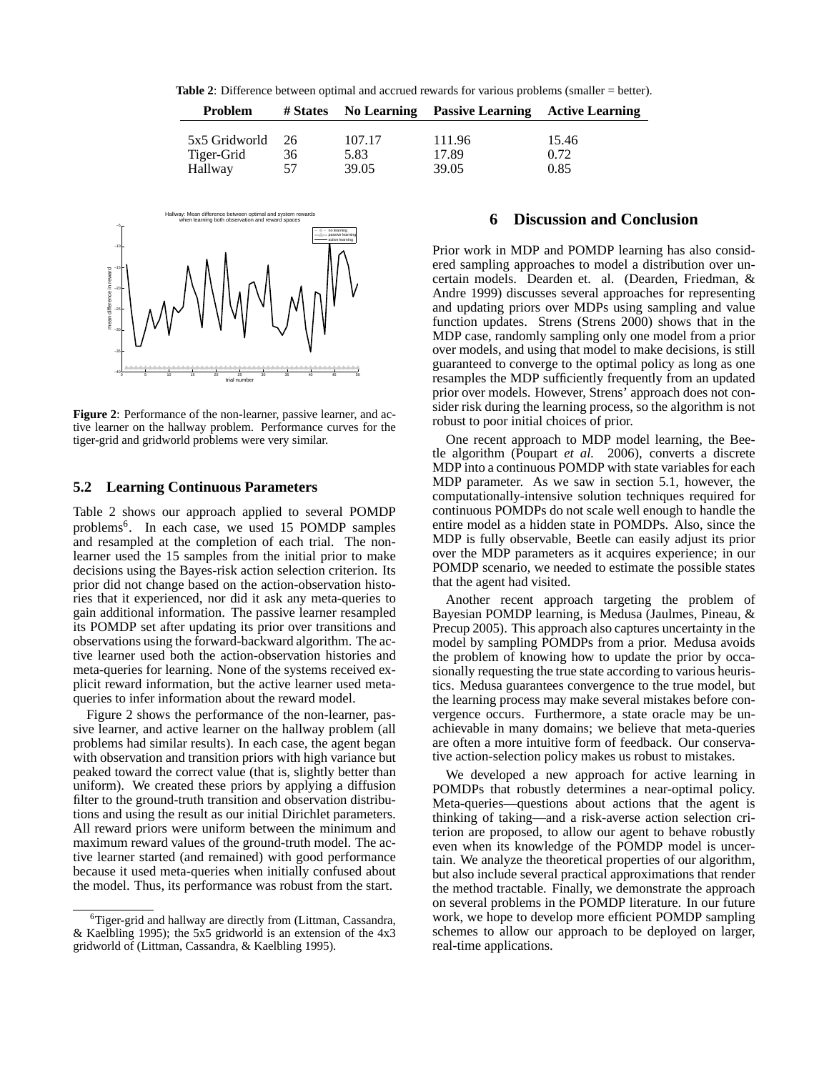**Table 2**: Difference between optimal and accrued rewards for various problems (smaller = better).

| Problem | # States | No Learning | Passive Learning | Active Learning |
|---|---|---|---|---|
| 5x5 Gridworld | 26 | 107.17 | 111.96 | 15.46 |
| Tiger-Grid | 36 | 5.83 | 17.89 | 0.72 |
| Hallway | 57 | 39.05 | 39.05 | 0.85 |

**Figure 2**: Performance of the non-learner, passive learner, and active learner on the hallway problem. Performance curves for the tiger-grid and gridworld problems were very similar.

### 5.2 Learning Continuous Parameters

Table 2 shows our approach applied to several POMDP problems[6]. In each case, we used 15 POMDP samples and resampled at the completion of each trial. The non-learner used the 15 samples from the initial prior to make decisions using the Bayes-risk action selection criterion. Its prior did not change based on the action-observation histories that it experienced, nor did it ask any meta-queries to gain additional information. The passive learner resampled its POMDP set after updating its prior over transitions and observations using the forward-backward algorithm. The active learner used both the action-observation histories and meta-queries for learning. None of the systems received explicit reward information, but the active learner used meta-queries to infer information about the reward model.

Figure 2 shows the performance of the non-learner, passive learner, and active learner on the hallway problem (all problems had similar results). In each case, the agent began with observation and transition priors with high variance but peaked toward the correct value (that is, slightly better than uniform). We created these priors by applying a diffusion filter to the ground-truth transition and observation distributions and using the result as our initial Dirichlet parameters. All reward priors were uniform between the minimum and maximum reward values of the ground-truth model. The active learner started (and remained) with good performance because it used meta-queries when initially confused about the model. Thus, its performance was robust from the start.

[6] Tiger-grid and hallway are directly from (Littman, Cassandra, & Kaelbling 1995); the 5x5 gridworld is an extension of the 4x3 gridworld of (Littman, Cassandra, & Kaelbling 1995).

## 6 Discussion and Conclusion

Prior work in MDP and POMDP learning has also considered sampling approaches to model a distribution over uncertain models. Dearden et. al. (Dearden, Friedman, & Andre 1999) discusses several approaches for representing and updating priors over MDPs using sampling and value function updates. Strens (Strens 2000) shows that in the MDP case, randomly sampling only one model from a prior over models, and using that model to make decisions, is still guaranteed to converge to the optimal policy as long as one resamples the MDP sufficiently frequently from an updated prior over models. However, Strens' approach does not consider risk during the learning process, so the algorithm is not robust to poor initial choices of prior.

One recent approach to MDP model learning, the Beetle algorithm (Poupart *et al.* 2006), converts a discrete MDP into a continuous POMDP with state variables for each MDP parameter. As we saw in section 5.1, however, the computationally-intensive solution techniques required for continuous POMDPs do not scale well enough to handle the entire model as a hidden state in POMDPs. Also, since the MDP is fully observable, Beetle can easily adjust its prior over the MDP parameters as it acquires experience; in our POMDP scenario, we needed to estimate the possible states that the agent had visited.

Another recent approach targeting the problem of Bayesian POMDP learning, is Medusa (Jaulmes, Pineau, & Precup 2005). This approach also captures uncertainty in the model by sampling POMDPs from a prior. Medusa avoids the problem of knowing how to update the prior by occasionally requesting the true state according to various heuristics. Medusa guarantees convergence to the true model, but the learning process may make several mistakes before convergence occurs. Furthermore, a state oracle may be unachievable in many domains; we believe that meta-queries are often a more intuitive form of feedback. Our conservative action-selection policy makes us robust to mistakes.

We developed a new approach for active learning in POMDPs that robustly determines a near-optimal policy. Meta-queries—questions about actions that the agent is thinking of taking—and a risk-averse action selection criterion are proposed, to allow our agent to behave robustly even when its knowledge of the POMDP model is uncertain. We analyze the theoretical properties of our algorithm, but also include several practical approximations that render the method tractable. Finally, we demonstrate the approach on several problems in the POMDP literature. In our future work, we hope to develop more efficient POMDP sampling schemes to allow our approach to be deployed on larger, real-time applications.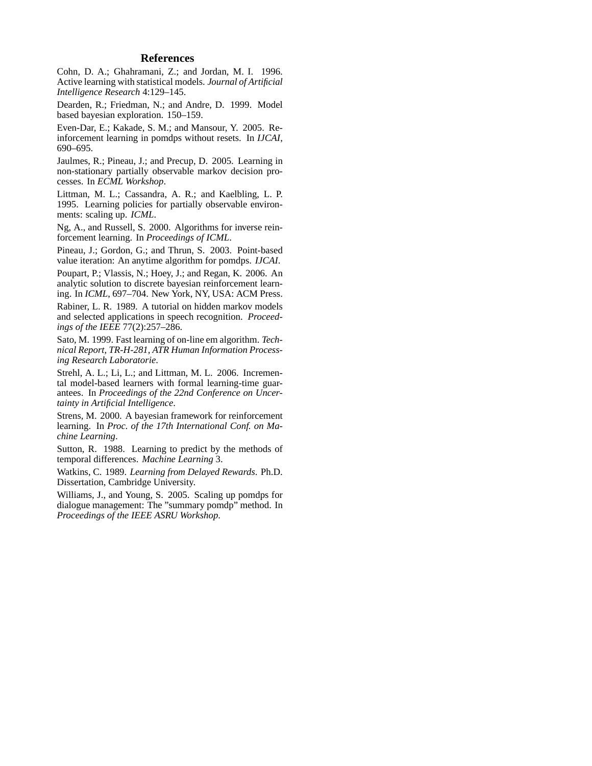## References

Cohn, D. A.; Ghahramani, Z.; and Jordan, M. I. 1996. Active learning with statistical models. *Journal of Artificial Intelligence Research* 4:129–145.

Dearden, R.; Friedman, N.; and Andre, D. 1999. Model based bayesian exploration. 150–159.

Even-Dar, E.; Kakade, S. M.; and Mansour, Y. 2005. Reinforcement learning in pomdps without resets. In *IJCAI*, 690–695.

Jaulmes, R.; Pineau, J.; and Precup, D. 2005. Learning in non-stationary partially observable markov decision processes. In *ECML Workshop*.

Littman, M. L.; Cassandra, A. R.; and Kaelbling, L. P. 1995. Learning policies for partially observable environments: scaling up. *ICML*.

Ng, A., and Russell, S. 2000. Algorithms for inverse reinforcement learning. In *Proceedings of ICML*.

Pineau, J.; Gordon, G.; and Thrun, S. 2003. Point-based value iteration: An anytime algorithm for pomdps. *IJCAI*.

Poupart, P.; Vlassis, N.; Hoey, J.; and Regan, K. 2006. An analytic solution to discrete bayesian reinforcement learning. In *ICML*, 697–704. New York, NY, USA: ACM Press.

Rabiner, L. R. 1989. A tutorial on hidden markov models and selected applications in speech recognition. *Proceedings of the IEEE* 77(2):257–286.

Sato, M. 1999. Fast learning of on-line em algorithm. *Technical Report, TR-H-281, ATR Human Information Processing Research Laboratorie*.

Strehl, A. L.; Li, L.; and Littman, M. L. 2006. Incremental model-based learners with formal learning-time guarantees. In *Proceedings of the 22nd Conference on Uncertainty in Artificial Intelligence*.

Strens, M. 2000. A bayesian framework for reinforcement learning. In *Proc. of the 17th International Conf. on Machine Learning*.

Sutton, R. 1988. Learning to predict by the methods of temporal differences. *Machine Learning* 3.

Watkins, C. 1989. *Learning from Delayed Rewards*. Ph.D. Dissertation, Cambridge University.

Williams, J., and Young, S. 2005. Scaling up pomdps for dialogue management: The "summary pomdp" method. In *Proceedings of the IEEE ASRU Workshop*.